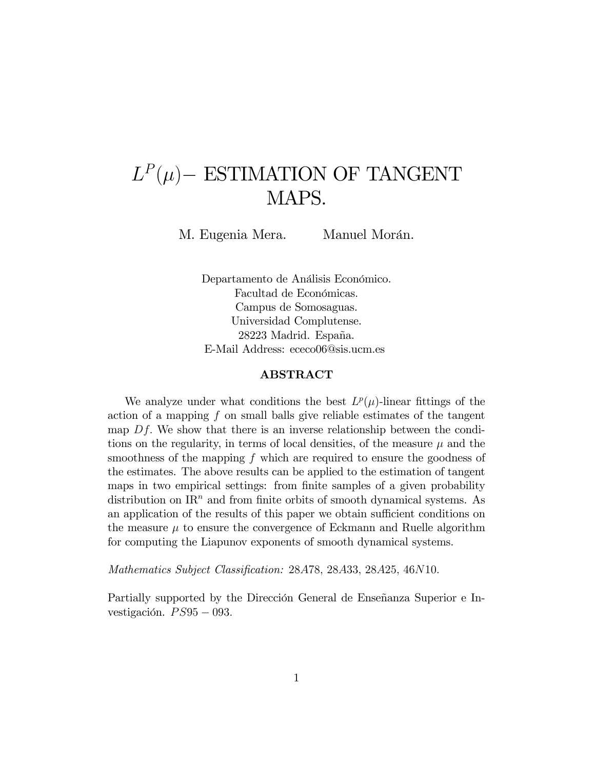# $L^P(\mu)-$ ESTIMATION OF TANGENT MAPS.

M. Eugenia Mera. Manuel Morán.

Departamento de Análisis Económico.
Facultad de Económicas.
Campus de Somosaguas.
Universidad Complutense.
28223 Madrid. España.
E-Mail Address: ececo06@sis.ucm.es

### ABSTRACT

We analyze under what conditions the best $L^p(\mu)$-linear fittings of the action of a mapping $f$ on small balls give reliable estimates of the tangent map $Df$. We show that there is an inverse relationship between the conditions on the regularity, in terms of local densities, of the measure $\mu$ and the smoothness of the mapping $f$ which are required to ensure the goodness of the estimates. The above results can be applied to the estimation of tangent maps in two empirical settings: from finite samples of a given probability distribution on $\mathrm{IR}^n$ and from finite orbits of smooth dynamical systems. As an application of the results of this paper we obtain sufficient conditions on the measure $\mu$ to ensure the convergence of Eckmann and Ruelle algorithm for computing the Liapunov exponents of smooth dynamical systems.

*Mathematics Subject Classification:* $28A78$, $28A33$, $28A25$, $46N10$.

Partially supported by the Dirección General de Enseñanza Superior e Investigación. $PS95-093$.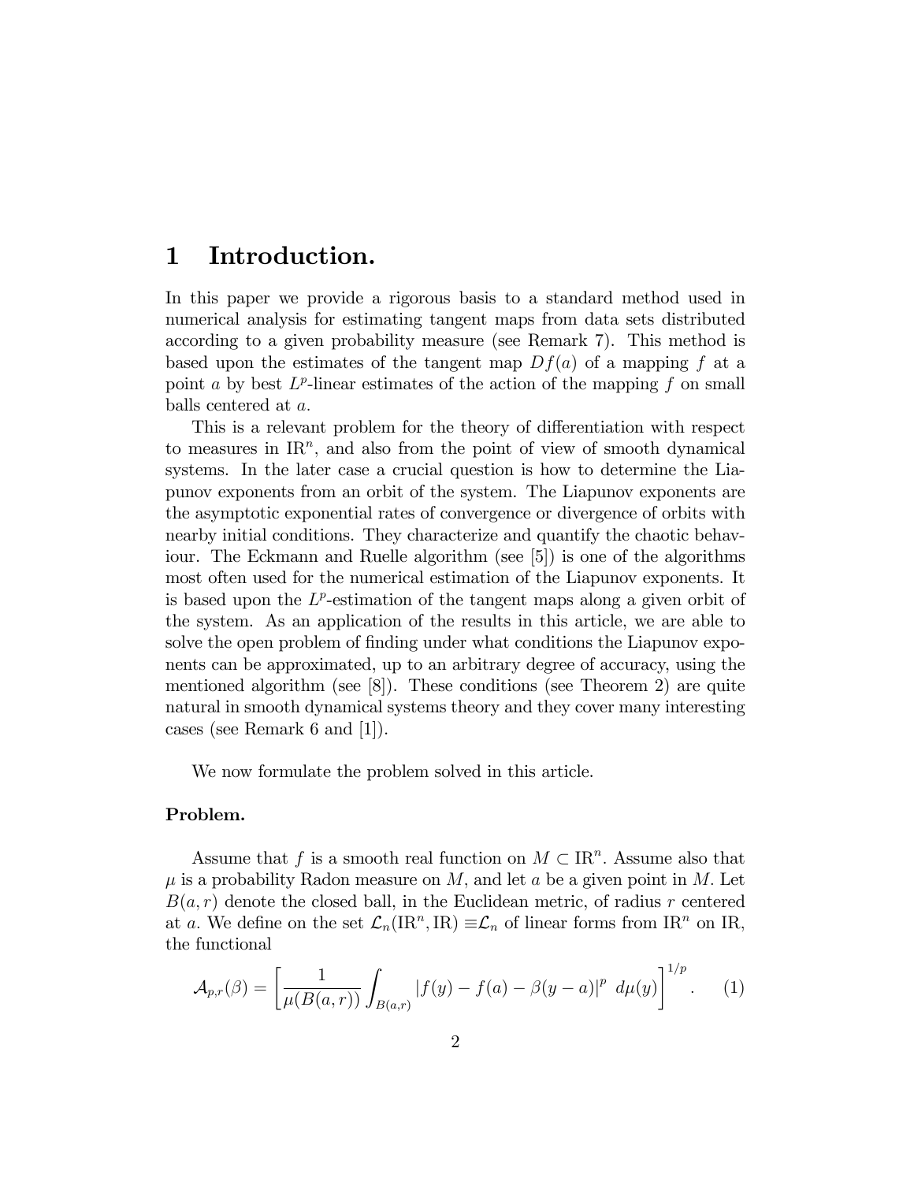# 1 Introduction.

In this paper we provide a rigorous basis to a standard method used in numerical analysis for estimating tangent maps from data sets distributed according to a given probability measure (see Remark 7). This method is based upon the estimates of the tangent map $Df(a)$ of a mapping $f$ at a point $a$ by best $L^p$-linear estimates of the action of the mapping $f$ on small balls centered at $a$.

This is a relevant problem for the theory of differentiation with respect to measures in $\mathrm{IR}^n$, and also from the point of view of smooth dynamical systems. In the later case a crucial question is how to determine the Liapunov exponents from an orbit of the system. The Liapunov exponents are the asymptotic exponential rates of convergence or divergence of orbits with nearby initial conditions. They characterize and quantify the chaotic behaviour. The Eckmann and Ruelle algorithm (see [5]) is one of the algorithms most often used for the numerical estimation of the Liapunov exponents. It is based upon the $L^p$-estimation of the tangent maps along a given orbit of the system. As an application of the results in this article, we are able to solve the open problem of finding under what conditions the Liapunov exponents can be approximated, up to an arbitrary degree of accuracy, using the mentioned algorithm (see [8]). These conditions (see Theorem 2) are quite natural in smooth dynamical systems theory and they cover many interesting cases (see Remark 6 and [1]).

We now formulate the problem solved in this article.

**Problem.**

Assume that $f$ is a smooth real function on $M \subset \mathrm{IR}^n$. Assume also that $\mu$ is a probability Radon measure on $M$, and let $a$ be a given point in $M$. Let $B(a,r)$ denote the closed ball, in the Euclidean metric, of radius $r$ centered at $a$. We define on the set $\mathcal{L}_n(\mathrm{IR}^n, \mathrm{IR}) \equiv \mathcal{L}_n$ of linear forms from $\mathrm{IR}^n$ on $\mathrm{IR}$, the functional

$$\mathcal{A}_{p,r}(\beta) = \left[ \frac{1}{\mu(B(a,r))} \int_{B(a,r)} |f(y) - f(a) - \beta(y-a)|^p \ d\mu(y) \right]^{1/p}. \qquad (1)$$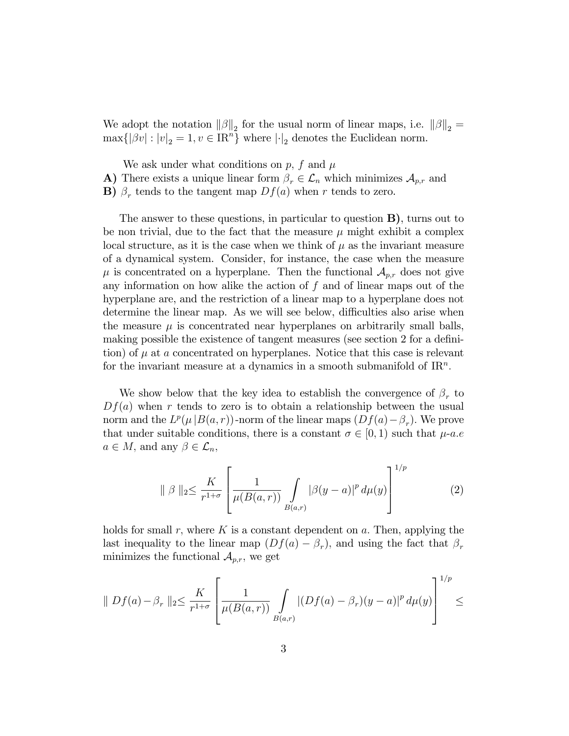We adopt the notation $\|\beta\|_2$ for the usual norm of linear maps, i.e. $\|\beta\|_2 = \max\{|\beta v| : |v|_2 = 1, v \in \mathrm{IR}^n\}$ where $|\cdot|_2$ denotes the Euclidean norm.

We ask under what conditions on $p$, $f$ and $\mu$
**A)** There exists a unique linear form $\beta_r \in \mathcal{L}_n$ which minimizes $\mathcal{A}_{p,r}$ and
**B)** $\beta_r$ tends to the tangent map $Df(a)$ when $r$ tends to zero.

The answer to these questions, in particular to question **B)**, turns out to be non trivial, due to the fact that the measure $\mu$ might exhibit a complex local structure, as it is the case when we think of $\mu$ as the invariant measure of a dynamical system. Consider, for instance, the case when the measure $\mu$ is concentrated on a hyperplane. Then the functional $\mathcal{A}_{p,r}$ does not give any information on how alike the action of $f$ and of linear maps out of the hyperplane are, and the restriction of a linear map to a hyperplane does not determine the linear map. As we will see below, difficulties also arise when the measure $\mu$ is concentrated near hyperplanes on arbitrarily small balls, making possible the existence of tangent measures (see section 2 for a definition) of $\mu$ at $a$ concentrated on hyperplanes. Notice that this case is relevant for the invariant measure at a dynamics in a smooth submanifold of $\mathrm{IR}^n$.

We show below that the key idea to establish the convergence of $\beta_r$ to $Df(a)$ when $r$ tends to zero is to obtain a relationship between the usual norm and the $L^p(\mu\,|B(a,r))$-norm of the linear maps $(Df(a)-\beta_r)$. We prove that under suitable conditions, there is a constant $\sigma \in [0,1)$ such that $\mu$-*a.e* $a \in M$, and any $\beta \in \mathcal{L}_n$,

$$\| \beta \|_2 \leq \frac{K}{r^{1+\sigma}} \left[ \frac{1}{\mu(B(a,r))} \int_{B(a,r)} |\beta(y-a)|^p \, d\mu(y) \right]^{1/p} \tag{2}$$

holds for small $r$, where $K$ is a constant dependent on $a$. Then, applying the last inequality to the linear map $(Df(a) - \beta_r)$, and using the fact that $\beta_r$ minimizes the functional $\mathcal{A}_{p,r}$, we get

$$\| Df(a) - \beta_r \|_2 \leq \frac{K}{r^{1+\sigma}} \left[ \frac{1}{\mu(B(a,r))} \int_{B(a,r)} |(Df(a) - \beta_r)(y-a)|^p \, d\mu(y) \right]^{1/p} \leq$$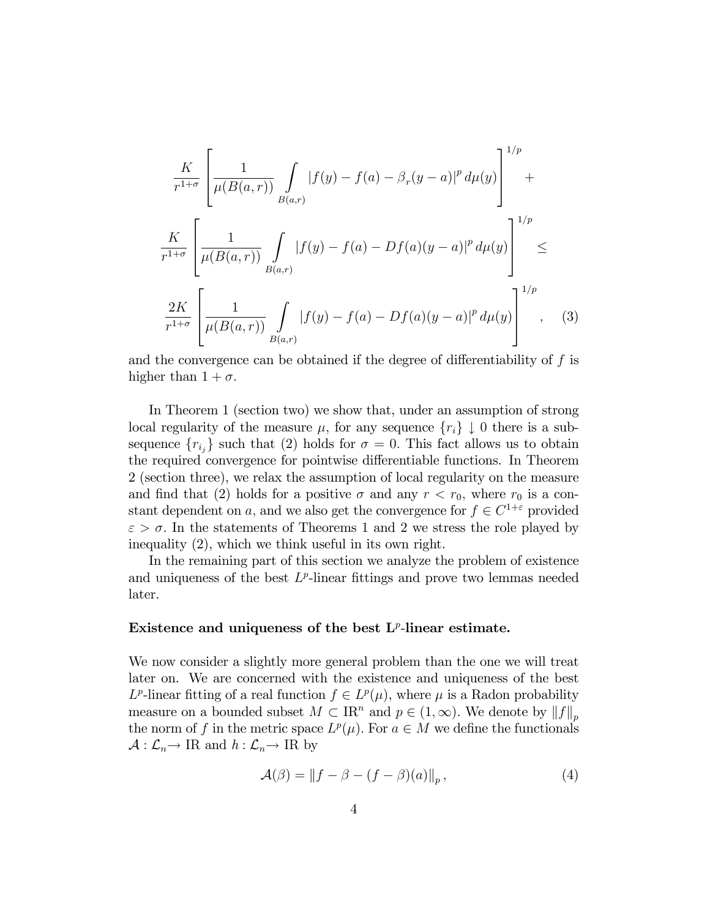$$
\frac{K}{r^{1+\sigma}} \left[ \frac{1}{\mu(B(a,r))} \int\limits_{B(a,r)} |f(y) - f(a) - \beta_r(y-a)|^p \, d\mu(y) \right]^{1/p} +
$$

$$
\frac{K}{r^{1+\sigma}} \left[ \frac{1}{\mu(B(a,r))} \int\limits_{B(a,r)} |f(y) - f(a) - Df(a)(y-a)|^p \, d\mu(y) \right]^{1/p} \leq
$$

$$
\frac{2K}{r^{1+\sigma}} \left[ \frac{1}{\mu(B(a,r))} \int\limits_{B(a,r)} |f(y) - f(a) - Df(a)(y-a)|^p \, d\mu(y) \right]^{1/p}, \quad (3)
$$

and the convergence can be obtained if the degree of differentiability of $f$ is higher than $1 + \sigma$.

In Theorem 1 (section two) we show that, under an assumption of strong local regularity of the measure $\mu$, for any sequence $\{r_i\} \downarrow 0$ there is a subsequence $\{r_{i_j}\}$ such that (2) holds for $\sigma = 0$. This fact allows us to obtain the required convergence for pointwise differentiable functions. In Theorem 2 (section three), we relax the assumption of local regularity on the measure and find that (2) holds for a positive $\sigma$ and any $r < r_0$, where $r_0$ is a constant dependent on $a$, and we also get the convergence for $f \in C^{1+\varepsilon}$ provided $\varepsilon > \sigma$. In the statements of Theorems 1 and 2 we stress the role played by inequality (2), which we think useful in its own right.

In the remaining part of this section we analyze the problem of existence and uniqueness of the best $L^p$-linear fittings and prove two lemmas needed later.

**Existence and uniqueness of the best L$^p$-linear estimate.**

We now consider a slightly more general problem than the one we will treat later on. We are concerned with the existence and uniqueness of the best $L^p$-linear fitting of a real function $f \in L^p(\mu)$, where $\mu$ is a Radon probability measure on a bounded subset $M \subset \mathrm{I\!R}^n$ and $p \in (1, \infty)$. We denote by $\|f\|_p$ the norm of $f$ in the metric space $L^p(\mu)$. For $a \in M$ we define the functionals $\mathcal{A} : \mathcal{L}_n \to \mathrm{I\!R}$ and $h : \mathcal{L}_n \to \mathrm{I\!R}$ by

$$
\mathcal{A}(\beta) = \|f - \beta - (f - \beta)(a)\|_p, \quad (4)
$$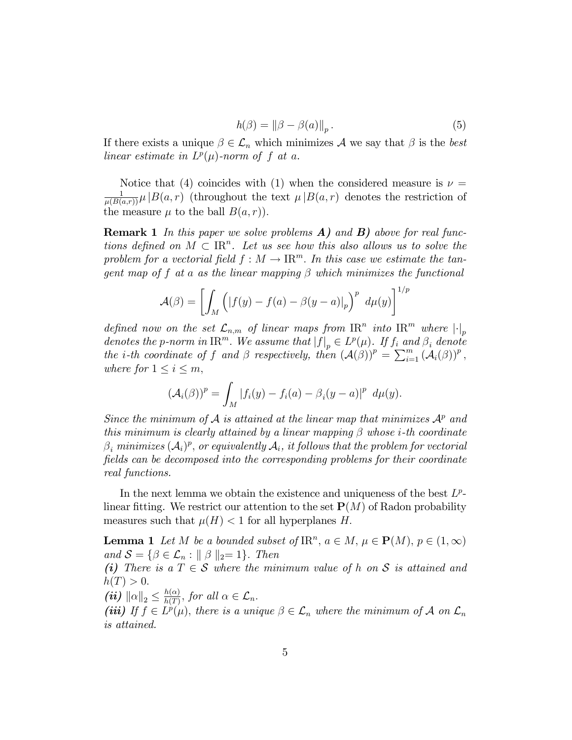$$h(\beta) = \|\beta - \beta(a)\|_p \,. \tag{5}$$

If there exists a unique $\beta \in \mathcal{L}_n$ which minimizes $\mathcal{A}$ we say that $\beta$ is the *best linear estimate in $L^p(\mu)$-norm of $f$ at $a$.*

Notice that (4) coincides with (1) when the considered measure is $\nu = \frac{1}{\mu(B(a,r))}\mu\,|B(a,r)$ (throughout the text $\mu\,|B(a,r)$ denotes the restriction of the measure $\mu$ to the ball $B(a,r)$).

**Remark 1** *In this paper we solve problems **A)** and **B)** above for real functions defined on $M \subset \mathrm{IR}^n$. Let us see how this also allows us to solve the problem for a vectorial field $f : M \to \mathrm{IR}^m$. In this case we estimate the tangent map of $f$ at $a$ as the linear mapping $\beta$ which minimizes the functional*

$$\mathcal{A}(\beta) = \left[\int_M \left(|f(y) - f(a) - \beta(y-a)|_p\right)^p \, d\mu(y)\right]^{1/p}$$

*defined now on the set $\mathcal{L}_{n,m}$ of linear maps from $\mathrm{IR}^n$ into $\mathrm{IR}^m$ where $|\cdot|_p$ denotes the p-norm in $\mathrm{IR}^m$. We assume that $|f|_p \in L^p(\mu)$. If $f_i$ and $\beta_i$ denote the i-th coordinate of $f$ and $\beta$ respectively, then $(\mathcal{A}(\beta))^p = \sum_{i=1}^m (\mathcal{A}_i(\beta))^p$, where for $1 \le i \le m$,*

$$(\mathcal{A}_i(\beta))^p = \int_M |f_i(y) - f_i(a) - \beta_i(y-a)|^p \, d\mu(y).$$

*Since the minimum of $\mathcal{A}$ is attained at the linear map that minimizes $\mathcal{A}^p$ and this minimum is clearly attained by a linear mapping $\beta$ whose i-th coordinate $\beta_i$ minimizes $(\mathcal{A}_i)^p$, or equivalently $\mathcal{A}_i$, it follows that the problem for vectorial fields can be decomposed into the corresponding problems for their coordinate real functions.*

In the next lemma we obtain the existence and uniqueness of the best $L^p$-linear fitting. We restrict our attention to the set $\mathbf{P}(M)$ of Radon probability measures such that $\mu(H) < 1$ for all hyperplanes $H$.

**Lemma 1** *Let $M$ be a bounded subset of $\mathrm{IR}^n$, $a \in M$, $\mu \in \mathbf{P}(M)$, $p \in (1, \infty)$ and $\mathcal{S} = \{\beta \in \mathcal{L}_n : \|\,\beta\,\|_2 = 1\}$. Then*
***(i)*** *There is a $T \in \mathcal{S}$ where the minimum value of $h$ on $\mathcal{S}$ is attained and $h(T) > 0$.*
***(ii)*** *$\|\alpha\|_2 \le \frac{h(\alpha)}{h(T)}$, for all $\alpha \in \mathcal{L}_n$.*
***(iii)*** *If $f \in L^p(\mu)$, there is a unique $\beta \in \mathcal{L}_n$ where the minimum of $\mathcal{A}$ on $\mathcal{L}_n$ is attained.*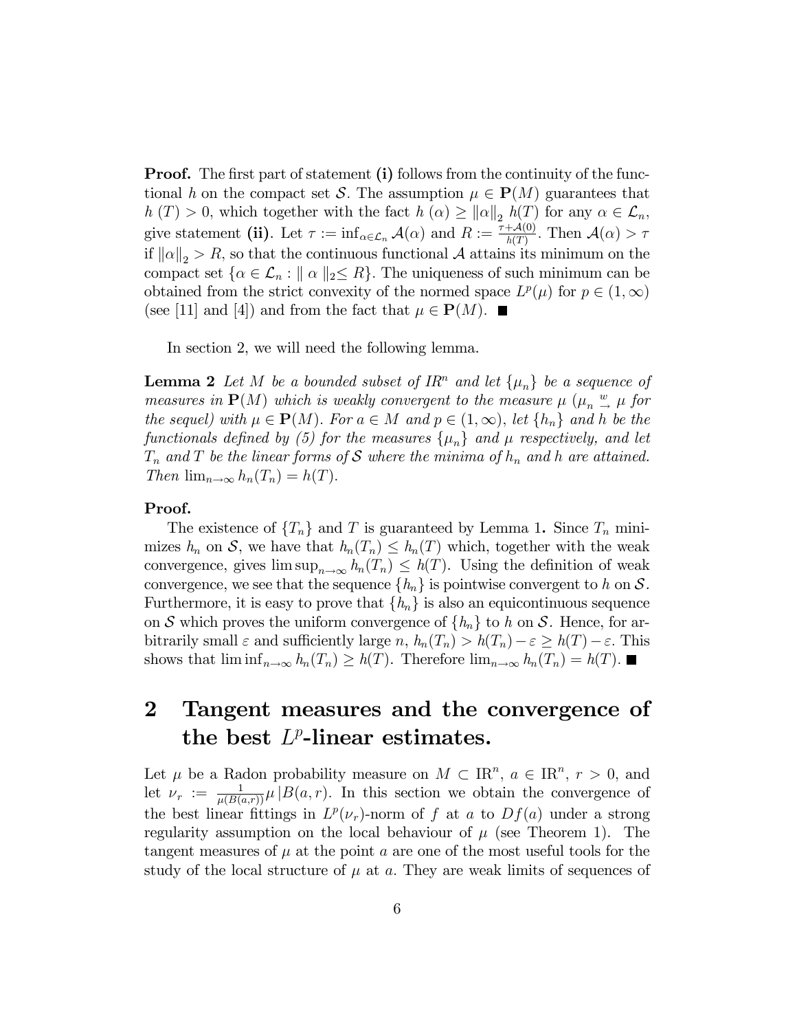**Proof.** The first part of statement **(i)** follows from the continuity of the functional $h$ on the compact set $\mathcal{S}$. The assumption $\mu \in \mathbf{P}(M)$ guarantees that $h\,(T) > 0$, which together with the fact $h\,(\alpha) \geq \|\alpha\|_2\; h(T)$ for any $\alpha \in \mathcal{L}_n$, give statement **(ii)**. Let $\tau := \inf_{\alpha \in \mathcal{L}_n} \mathcal{A}(\alpha)$ and $R := \frac{\tau + \mathcal{A}(0)}{h(T)}$. Then $\mathcal{A}(\alpha) > \tau$ if $\|\alpha\|_2 > R$, so that the continuous functional $\mathcal{A}$ attains its minimum on the compact set $\{\alpha \in \mathcal{L}_n : \|\,\alpha\,\|_2 \leq R\}$. The uniqueness of such minimum can be obtained from the strict convexity of the normed space $L^p(\mu)$ for $p \in (1, \infty)$ (see [11] and [4]) and from the fact that $\mu \in \mathbf{P}(M)$. ∎

In section 2, we will need the following lemma.

**Lemma 2** *Let $M$ be a bounded subset of $IR^n$ and let $\{\mu_n\}$ be a sequence of measures in $\mathbf{P}(M)$ which is weakly convergent to the measure $\mu$ ($\mu_n \overset{w}{\to} \mu$ for the sequel) with $\mu \in \mathbf{P}(M)$. For $a \in M$ and $p \in (1, \infty)$, let $\{h_n\}$ and $h$ be the functionals defined by (5) for the measures $\{\mu_n\}$ and $\mu$ respectively, and let $T_n$ and $T$ be the linear forms of $\mathcal{S}$ where the minima of $h_n$ and $h$ are attained. Then $\lim_{n\to\infty} h_n(T_n) = h(T)$.*

**Proof.**

The existence of $\{T_n\}$ and $T$ is guaranteed by Lemma 1**.** Since $T_n$ minimizes $h_n$ on $\mathcal{S}$, we have that $h_n(T_n) \leq h_n(T)$ which, together with the weak convergence, gives $\limsup_{n\to\infty} h_n(T_n) \leq h(T)$. Using the definition of weak convergence, we see that the sequence $\{h_n\}$ is pointwise convergent to $h$ on $\mathcal{S}$. Furthermore, it is easy to prove that $\{h_n\}$ is also an equicontinuous sequence on $\mathcal{S}$ which proves the uniform convergence of $\{h_n\}$ to $h$ on $\mathcal{S}$. Hence, for arbitrarily small $\varepsilon$ and sufficiently large $n$, $h_n(T_n) > h(T_n) - \varepsilon \geq h(T) - \varepsilon$. This shows that $\liminf_{n\to\infty} h_n(T_n) \geq h(T)$. Therefore $\lim_{n\to\infty} h_n(T_n) = h(T)$. ∎

# 2 Tangent measures and the convergence of the best $L^p$-linear estimates.

Let $\mu$ be a Radon probability measure on $M \subset \mathrm{IR}^n$, $a \in \mathrm{IR}^n$, $r > 0$, and let $\nu_r := \frac{1}{\mu(B(a,r))}\mu\,|B(a,r)$. In this section we obtain the convergence of the best linear fittings in $L^p(\nu_r)$-norm of $f$ at $a$ to $Df(a)$ under a strong regularity assumption on the local behaviour of $\mu$ (see Theorem 1). The tangent measures of $\mu$ at the point $a$ are one of the most useful tools for the study of the local structure of $\mu$ at $a$. They are weak limits of sequences of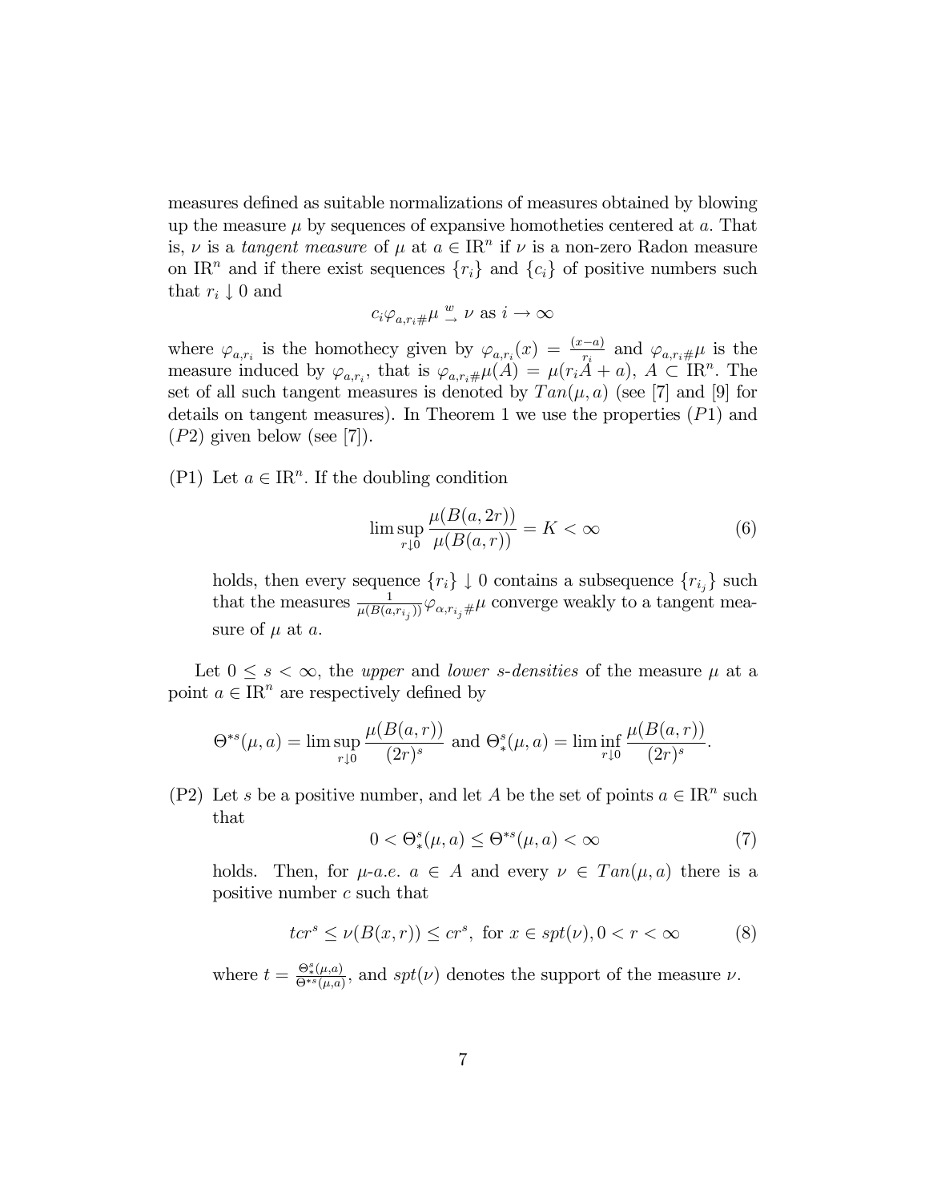measures defined as suitable normalizations of measures obtained by blowing up the measure $\mu$ by sequences of expansive homotheties centered at $a$. That is, $\nu$ is a *tangent measure* of $\mu$ at $a \in \mathrm{IR}^n$ if $\nu$ is a non-zero Radon measure on $\mathrm{IR}^n$ and if there exist sequences $\{r_i\}$ and $\{c_i\}$ of positive numbers such that $r_i \downarrow 0$ and

$$c_i \varphi_{a,r_i\#}\mu \overset{w}{\to} \nu \text{ as } i \to \infty$$

where $\varphi_{a,r_i}$ is the homothecy given by $\varphi_{a,r_i}(x) = \frac{(x-a)}{r_i}$ and $\varphi_{a,r_i\#}\mu$ is the measure induced by $\varphi_{a,r_i}$, that is $\varphi_{a,r_i\#}\mu(A) = \mu(r_i A + a)$, $A \subset \mathrm{IR}^n$. The set of all such tangent measures is denoted by $Tan(\mu, a)$ (see [7] and [9] for details on tangent measures). In Theorem 1 we use the properties $(P1)$ and $(P2)$ given below (see [7]).

(P1) Let $a \in \mathrm{IR}^n$. If the doubling condition

$$\limsup_{r \downarrow 0} \frac{\mu(B(a, 2r))}{\mu(B(a, r))} = K < \infty \tag{6}$$

holds, then every sequence $\{r_i\} \downarrow 0$ contains a subsequence $\{r_{i_j}\}$ such that the measures $\frac{1}{\mu(B(a, r_{i_j}))}\varphi_{\alpha, r_{i_j}\#}\mu$ converge weakly to a tangent measure of $\mu$ at $a$.

Let $0 \leq s < \infty$, the *upper* and *lower s-densities* of the measure $\mu$ at a point $a \in \mathrm{IR}^n$ are respectively defined by

$$\Theta^{*s}(\mu, a) = \limsup_{r \downarrow 0} \frac{\mu(B(a, r))}{(2r)^s} \text{ and } \Theta^s_*(\mu, a) = \liminf_{r \downarrow 0} \frac{\mu(B(a, r))}{(2r)^s}.$$

(P2) Let $s$ be a positive number, and let $A$ be the set of points $a \in \mathrm{IR}^n$ such that

$$0 < \Theta^s_*(\mu, a) \leq \Theta^{*s}(\mu, a) < \infty \tag{7}$$

holds. Then, for $\mu$-*a.e.* $a \in A$ and every $\nu \in Tan(\mu, a)$ there is a positive number $c$ such that

$$tcr^s \leq \nu(B(x, r)) \leq cr^s, \text{ for } x \in spt(\nu), 0 < r < \infty \tag{8}$$

where $t = \frac{\Theta^s_*(\mu, a)}{\Theta^{*s}(\mu, a)}$, and $spt(\nu)$ denotes the support of the measure $\nu$.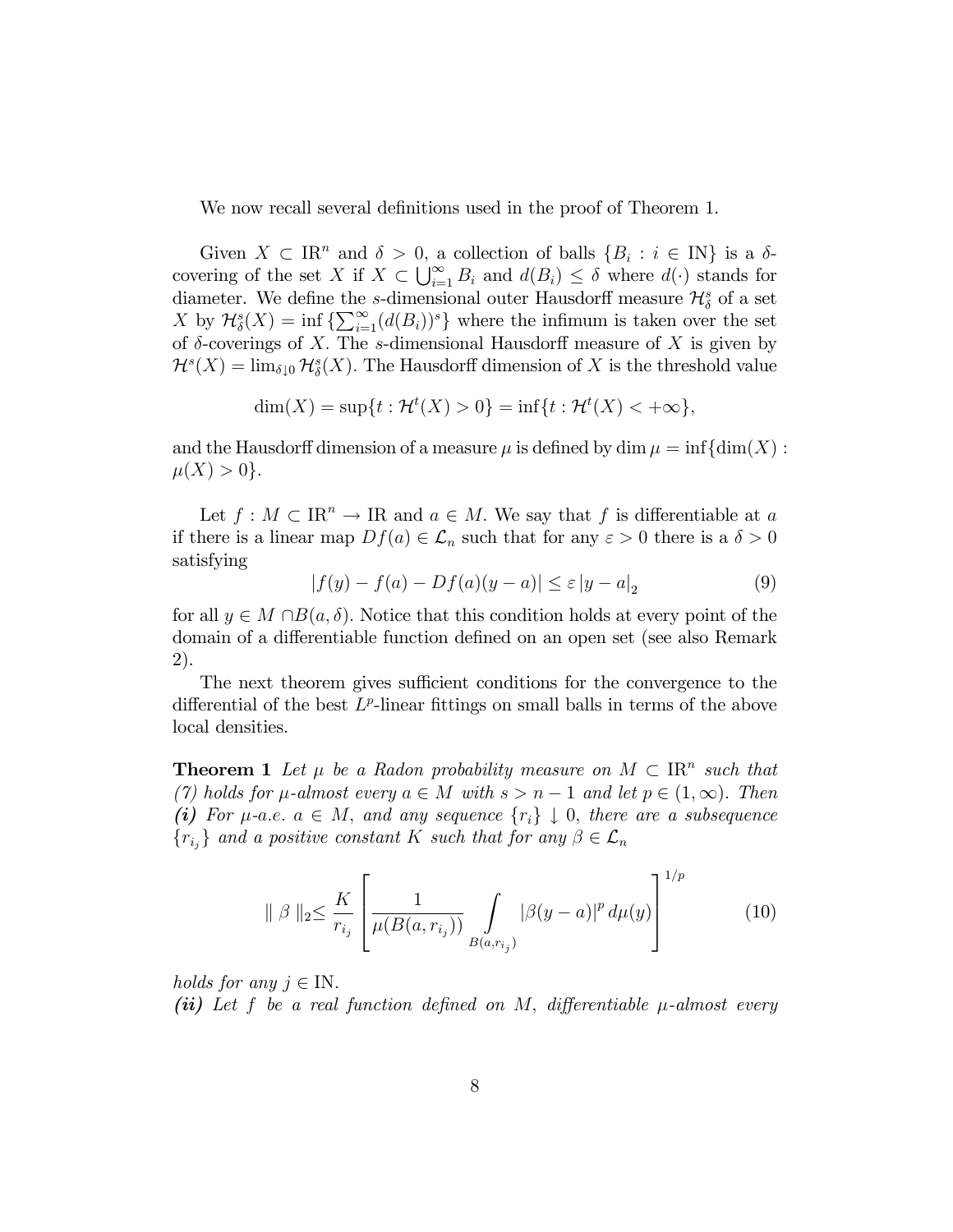We now recall several definitions used in the proof of Theorem 1.

Given $X \subset \mathrm{IR}^n$ and $\delta > 0$, a collection of balls $\{B_i : i \in \mathrm{IN}\}$ is a $\delta$-covering of the set $X$ if $X \subset \bigcup_{i=1}^{\infty} B_i$ and $d(B_i) \leq \delta$ where $d(\cdot)$ stands for diameter. We define the $s$-dimensional outer Hausdorff measure $\mathcal{H}_\delta^s$ of a set $X$ by $\mathcal{H}_\delta^s(X) = \inf \{\sum_{i=1}^{\infty} (d(B_i))^s\}$ where the infimum is taken over the set of $\delta$-coverings of $X$. The $s$-dimensional Hausdorff measure of $X$ is given by $\mathcal{H}^s(X) = \lim_{\delta \downarrow 0} \mathcal{H}_\delta^s(X)$. The Hausdorff dimension of $X$ is the threshold value

$$\dim(X) = \sup\{t : \mathcal{H}^t(X) > 0\} = \inf\{t : \mathcal{H}^t(X) < +\infty\},$$

and the Hausdorff dimension of a measure $\mu$ is defined by $\dim \mu = \inf\{\dim(X) : \mu(X) > 0\}$.

Let $f : M \subset \mathrm{IR}^n \to \mathrm{IR}$ and $a \in M$. We say that $f$ is differentiable at $a$ if there is a linear map $Df(a) \in \mathcal{L}_n$ such that for any $\varepsilon > 0$ there is a $\delta > 0$ satisfying

$$|f(y) - f(a) - Df(a)(y - a)| \leq \varepsilon \, |y - a|_2 \tag{9}$$

for all $y \in M \cap B(a, \delta)$. Notice that this condition holds at every point of the domain of a differentiable function defined on an open set (see also Remark 2).

The next theorem gives sufficient conditions for the convergence to the differential of the best $L^p$-linear fittings on small balls in terms of the above local densities.

**Theorem 1** *Let $\mu$ be a Radon probability measure on $M \subset \mathrm{IR}^n$ such that (7) holds for $\mu$-almost every $a \in M$ with $s > n - 1$ and let $p \in (1, \infty)$. Then*
***(i)*** *For $\mu$-a.e. $a \in M$, and any sequence $\{r_i\} \downarrow 0$, there are a subsequence $\{r_{i_j}\}$ and a positive constant $K$ such that for any $\beta \in \mathcal{L}_n$*

$$\| \, \beta \, \|_2 \leq \frac{K}{r_{i_j}} \left[ \frac{1}{\mu(B(a, r_{i_j}))} \int_{B(a, r_{i_j})} |\beta(y - a)|^p \, d\mu(y) \right]^{1/p} \tag{10}$$

*holds for any $j \in \mathrm{IN}$.*
***(ii)*** *Let $f$ be a real function defined on $M$, differentiable $\mu$-almost every*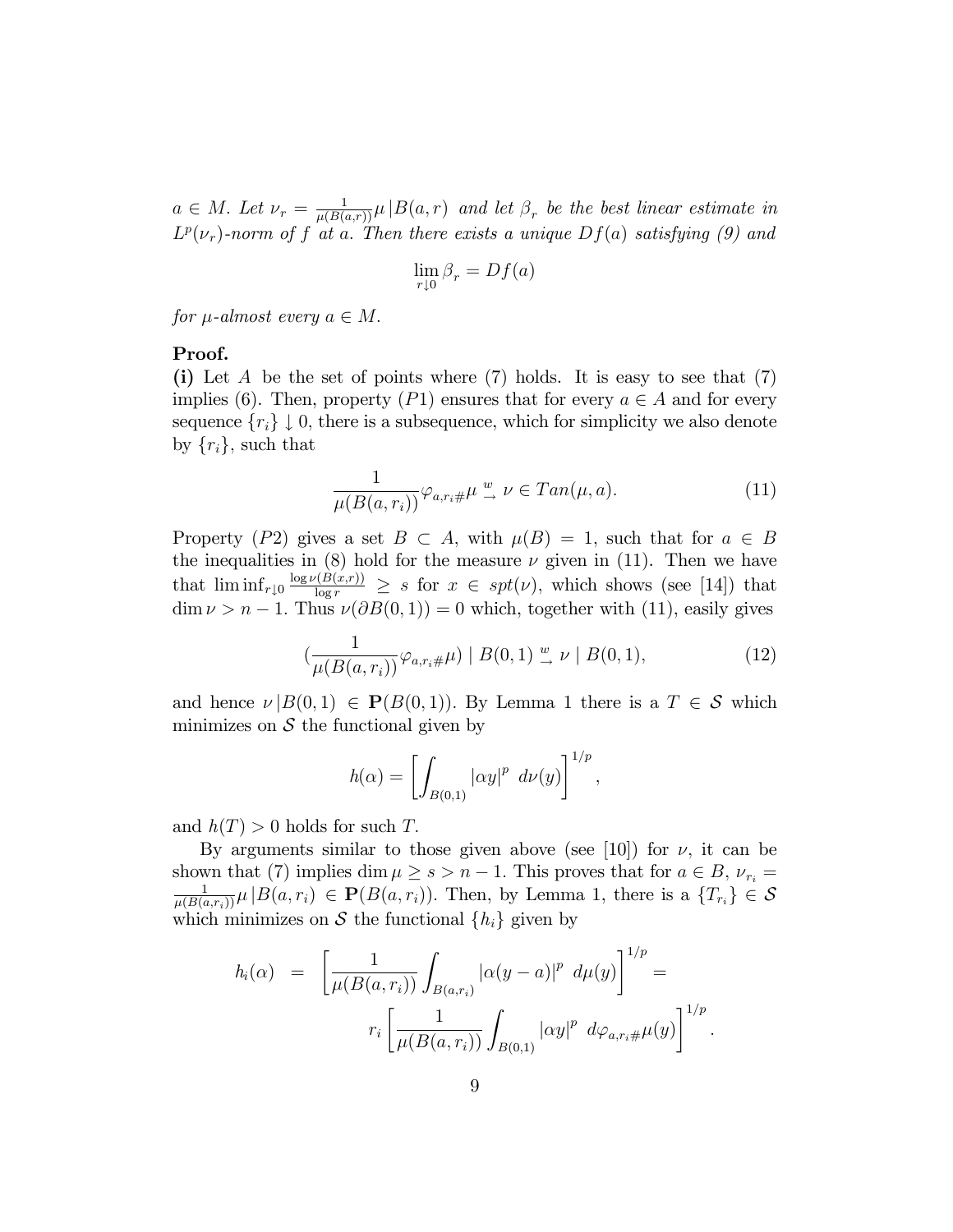*$a \in M$. Let $\nu_r = \frac{1}{\mu(B(a,r))}\mu\,|B(a,r)$ and let $\beta_r$ be the best linear estimate in $L^p(\nu_r)$-norm of $f$ at $a$. Then there exists a unique $Df(a)$ satisfying (9) and*

$$\lim_{r\downarrow 0} \beta_r = Df(a)$$

*for $\mu$-almost every $a \in M$.*

**Proof.**

**(i)** Let $A$ be the set of points where (7) holds. It is easy to see that (7) implies (6). Then, property $(P1)$ ensures that for every $a \in A$ and for every sequence $\{r_i\} \downarrow 0$, there is a subsequence, which for simplicity we also denote by $\{r_i\}$, such that

$$\frac{1}{\mu(B(a,r_i))}\varphi_{a,r_i\#}\mu \overset{w}{\to} \nu \in Tan(\mu,a). \tag{11}$$

Property $(P2)$ gives a set $B \subset A$, with $\mu(B) = 1$, such that for $a \in B$ the inequalities in (8) hold for the measure $\nu$ given in (11). Then we have that $\liminf_{r\downarrow 0} \frac{\log \nu(B(x,r))}{\log r} \geq s$ for $x \in spt(\nu)$, which shows (see [14]) that $\dim \nu > n-1$. Thus $\nu(\partial B(0,1)) = 0$ which, together with (11), easily gives

$$\left(\frac{1}{\mu(B(a,r_i))}\varphi_{a,r_i\#}\mu\right) \mid B(0,1) \overset{w}{\to} \nu \mid B(0,1), \tag{12}$$

and hence $\nu\,|B(0,1) \in \mathbf{P}(B(0,1))$. By Lemma 1 there is a $T \in \mathcal{S}$ which minimizes on $\mathcal{S}$ the functional given by

$$h(\alpha) = \left[\int_{B(0,1)} |\alpha y|^p \; d\nu(y)\right]^{1/p},$$

and $h(T) > 0$ holds for such $T$.

By arguments similar to those given above (see [10]) for $\nu$, it can be shown that (7) implies $\dim \mu \geq s > n-1$. This proves that for $a \in B$, $\nu_{r_i} = \frac{1}{\mu(B(a,r_i))}\mu\,|B(a,r_i) \in \mathbf{P}(B(a,r_i))$. Then, by Lemma 1, there is a $\{T_{r_i}\} \in \mathcal{S}$ which minimizes on $\mathcal{S}$ the functional $\{h_i\}$ given by

$$\begin{aligned} h_i(\alpha) &= \left[\frac{1}{\mu(B(a,r_i))}\int_{B(a,r_i)} |\alpha(y-a)|^p \; d\mu(y)\right]^{1/p} = \\ &\qquad r_i\left[\frac{1}{\mu(B(a,r_i))}\int_{B(0,1)} |\alpha y|^p \; d\varphi_{a,r_i\#}\mu(y)\right]^{1/p}. \end{aligned}$$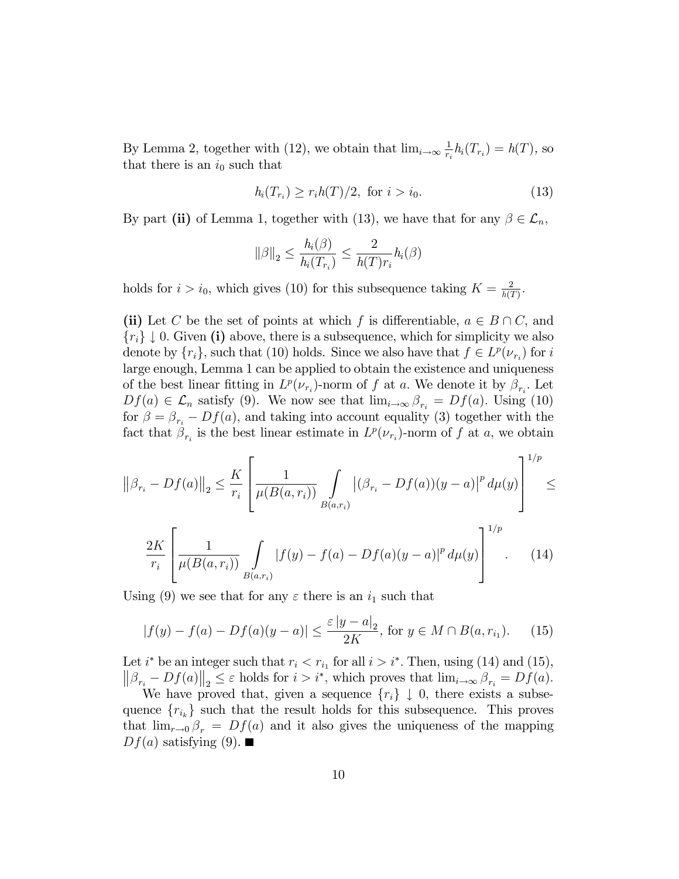By Lemma 2, together with (12), we obtain that $\lim_{i\to\infty} \frac{1}{r_i} h_i(T_{r_i}) = h(T)$, so that there is an $i_0$ such that

$$h_i(T_{r_i}) \geq r_i h(T)/2, \text{ for } i > i_0. \tag{13}$$

By part **(ii)** of Lemma 1, together with (13), we have that for any $\beta \in \mathcal{L}_n$,

$$\|\beta\|_2 \leq \frac{h_i(\beta)}{h_i(T_{r_i})} \leq \frac{2}{h(T) r_i} h_i(\beta)$$

holds for $i > i_0$, which gives (10) for this subsequence taking $K = \frac{2}{h(T)}$.

**(ii)** Let $C$ be the set of points at which $f$ is differentiable, $a \in B \cap C$, and $\{r_i\} \downarrow 0$. Given **(i)** above, there is a subsequence, which for simplicity we also denote by $\{r_i\}$, such that (10) holds. Since we also have that $f \in L^p(\nu_{r_i})$ for $i$ large enough, Lemma 1 can be applied to obtain the existence and uniqueness of the best linear fitting in $L^p(\nu_{r_i})$-norm of $f$ at $a$. We denote it by $\beta_{r_i}$. Let $Df(a) \in \mathcal{L}_n$ satisfy (9). We now see that $\lim_{i\to\infty} \beta_{r_i} = Df(a)$. Using (10) for $\beta = \beta_{r_i} - Df(a)$, and taking into account equality (3) together with the fact that $\beta_{r_i}$ is the best linear estimate in $L^p(\nu_{r_i})$-norm of $f$ at $a$, we obtain

$$\left\|\beta_{r_i} - Df(a)\right\|_2 \leq \frac{K}{r_i} \left[ \frac{1}{\mu(B(a,r_i))} \int\limits_{B(a,r_i)} \left|(\beta_{r_i} - Df(a))(y-a)\right|^p d\mu(y) \right]^{1/p} \leq$$

$$\frac{2K}{r_i} \left[ \frac{1}{\mu(B(a,r_i))} \int\limits_{B(a,r_i)} |f(y) - f(a) - Df(a)(y-a)|^p \, d\mu(y) \right]^{1/p}. \tag{14}$$

Using (9) we see that for any $\varepsilon$ there is an $i_1$ such that

$$|f(y) - f(a) - Df(a)(y-a)| \leq \frac{\varepsilon \, |y-a|_2}{2K}, \text{ for } y \in M \cap B(a, r_{i_1}). \tag{15}$$

Let $i^*$ be an integer such that $r_i < r_{i_1}$ for all $i > i^*$. Then, using (14) and (15), $\left\|\beta_{r_i} - Df(a)\right\|_2 \leq \varepsilon$ holds for $i > i^*$, which proves that $\lim_{i\to\infty} \beta_{r_i} = Df(a)$.

We have proved that, given a sequence $\{r_i\} \downarrow 0$, there exists a subsequence $\{r_{i_k}\}$ such that the result holds for this subsequence. This proves that $\lim_{r\to 0} \beta_r = Df(a)$ and it also gives the uniqueness of the mapping $Df(a)$ satisfying (9). ■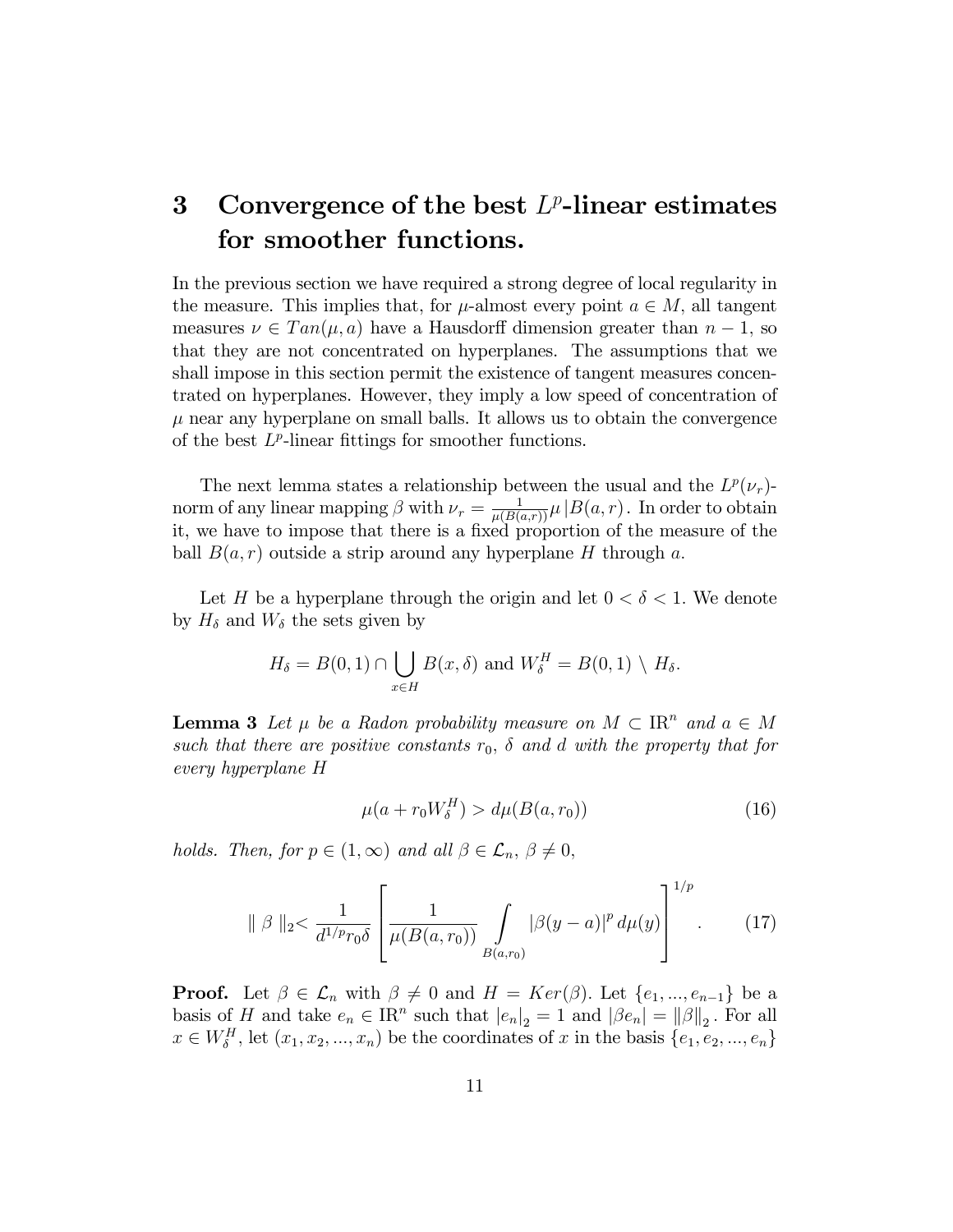# 3 Convergence of the best $L^p$-linear estimates for smoother functions.

In the previous section we have required a strong degree of local regularity in the measure. This implies that, for $\mu$-almost every point $a \in M$, all tangent measures $\nu \in Tan(\mu, a)$ have a Hausdorff dimension greater than $n-1$, so that they are not concentrated on hyperplanes. The assumptions that we shall impose in this section permit the existence of tangent measures concentrated on hyperplanes. However, they imply a low speed of concentration of $\mu$ near any hyperplane on small balls. It allows us to obtain the convergence of the best $L^p$-linear fittings for smoother functions.

The next lemma states a relationship between the usual and the $L^p(\nu_r)$-norm of any linear mapping $\beta$ with $\nu_r = \frac{1}{\mu(B(a,r))}\mu\,\lfloor B(a,r)$. In order to obtain it, we have to impose that there is a fixed proportion of the measure of the ball $B(a,r)$ outside a strip around any hyperplane $H$ through $a$.

Let $H$ be a hyperplane through the origin and let $0 < \delta < 1$. We denote by $H_\delta$ and $W_\delta$ the sets given by

$$H_\delta = B(0,1) \cap \bigcup_{x \in H} B(x,\delta) \text{ and } W_\delta^H = B(0,1) \setminus H_\delta.$$

**Lemma 3** *Let $\mu$ be a Radon probability measure on $M \subset \mathrm{IR}^n$ and $a \in M$ such that there are positive constants $r_0$, $\delta$ and $d$ with the property that for every hyperplane $H$*

$$\mu(a + r_0 W_\delta^H) > d\mu(B(a,r_0)) \tag{16}$$

*holds. Then, for $p \in (1,\infty)$ and all $\beta \in \mathcal{L}_n$, $\beta \neq 0$,*

$$\parallel \beta \parallel_2 < \frac{1}{d^{1/p} r_0 \delta}\left[\frac{1}{\mu(B(a,r_0))}\int\limits_{B(a,r_0)} |\beta(y-a)|^p \, d\mu(y)\right]^{1/p}. \tag{17}$$

**Proof.** Let $\beta \in \mathcal{L}_n$ with $\beta \neq 0$ and $H = Ker(\beta)$. Let $\{e_1, ..., e_{n-1}\}$ be a basis of $H$ and take $e_n \in \mathrm{IR}^n$ such that $|e_n|_2 = 1$ and $|\beta e_n| = \|\beta\|_2$. For all $x \in W_\delta^H$, let $(x_1, x_2, ..., x_n)$ be the coordinates of $x$ in the basis $\{e_1, e_2, ..., e_n\}$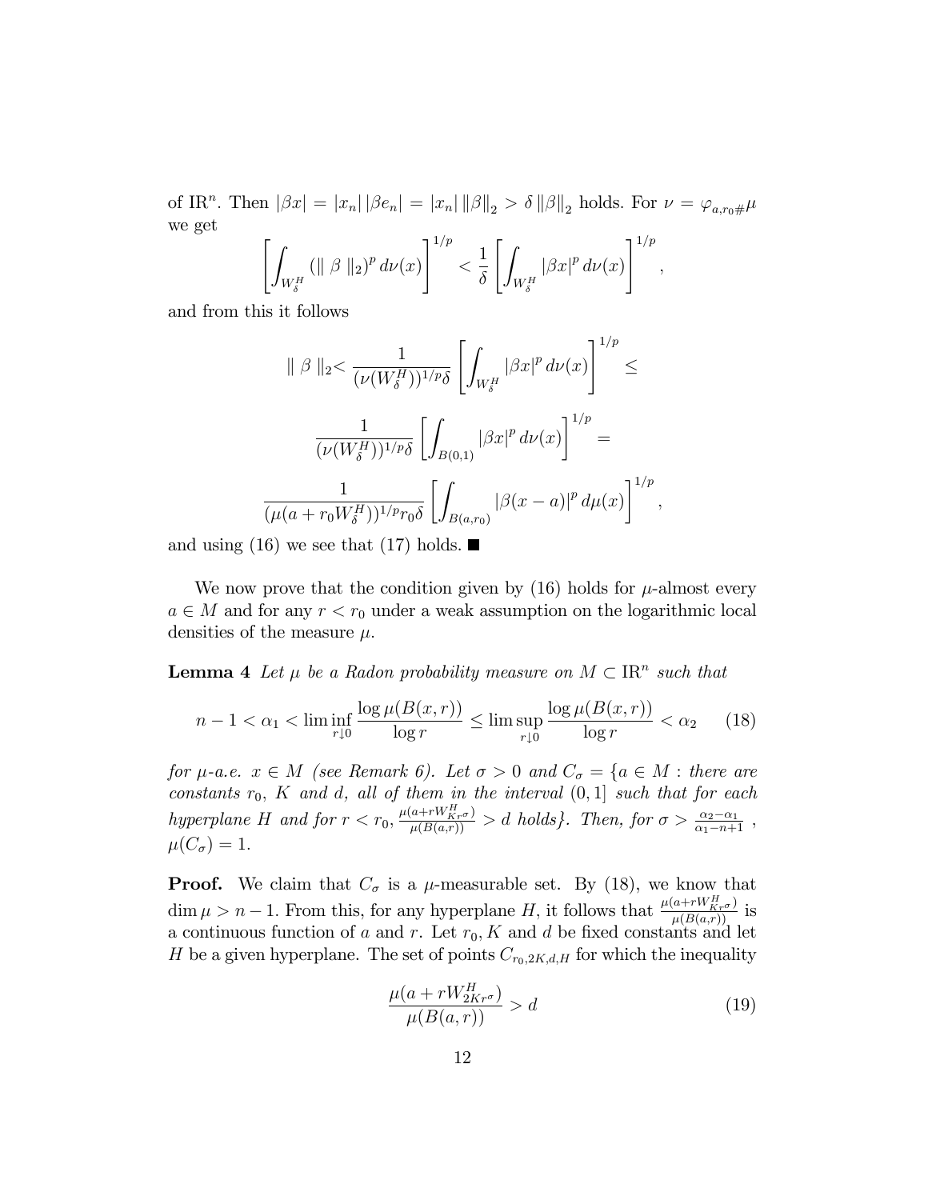of $\mathbb{R}^n$. Then $|\beta x| = |x_n|\,|\beta e_n| = |x_n|\,\|\beta\|_2 > \delta\,\|\beta\|_2$ holds. For $\nu = \varphi_{a,r_0\#}\mu$ we get

$$\left[\int_{W_\delta^H} (\|\,\beta\,\|_2)^p\, d\nu(x)\right]^{1/p} < \frac{1}{\delta}\left[\int_{W_\delta^H} |\beta x|^p\, d\nu(x)\right]^{1/p},$$

and from this it follows

$$\|\,\beta\,\|_2 < \frac{1}{(\nu(W_\delta^H))^{1/p}\delta}\left[\int_{W_\delta^H} |\beta x|^p\, d\nu(x)\right]^{1/p} \leq$$

$$\frac{1}{(\nu(W_\delta^H))^{1/p}\delta}\left[\int_{B(0,1)} |\beta x|^p\, d\nu(x)\right]^{1/p} =$$

$$\frac{1}{(\mu(a+r_0W_\delta^H))^{1/p}r_0\delta}\left[\int_{B(a,r_0)} |\beta(x-a)|^p\, d\mu(x)\right]^{1/p},$$

and using (16) we see that (17) holds. ■

We now prove that the condition given by (16) holds for $\mu$-almost every $a \in M$ and for any $r < r_0$ under a weak assumption on the logarithmic local densities of the measure $\mu$.

**Lemma 4** *Let $\mu$ be a Radon probability measure on $M \subset \mathbb{R}^n$ such that*

$$n-1 < \alpha_1 < \liminf_{r\downarrow 0} \frac{\log\mu(B(x,r))}{\log r} \leq \limsup_{r\downarrow 0} \frac{\log\mu(B(x,r))}{\log r} < \alpha_2 \qquad (18)$$

*for $\mu$-a.e. $x \in M$ (see Remark 6). Let $\sigma > 0$ and $C_\sigma = \{a \in M :$ there are constants $r_0$, $K$ and $d$, all of them in the interval $(0,1]$ such that for each hyperplane $H$ and for $r < r_0$, $\frac{\mu(a+rW_{Kr^\sigma}^H)}{\mu(B(a,r))} > d$ holds$\}$. Then, for $\sigma > \frac{\alpha_2-\alpha_1}{\alpha_1-n+1}$, $\mu(C_\sigma) = 1$.*

**Proof.** We claim that $C_\sigma$ is a $\mu$-measurable set. By (18), we know that $\dim\mu > n-1$. From this, for any hyperplane $H$, it follows that $\frac{\mu(a+rW_{Kr^\sigma}^H)}{\mu(B(a,r))}$ is a continuous function of $a$ and $r$. Let $r_0, K$ and $d$ be fixed constants and let $H$ be a given hyperplane. The set of points $C_{r_0,2K,d,H}$ for which the inequality

$$\frac{\mu(a+rW_{2Kr^\sigma}^H)}{\mu(B(a,r))} > d \qquad (19)$$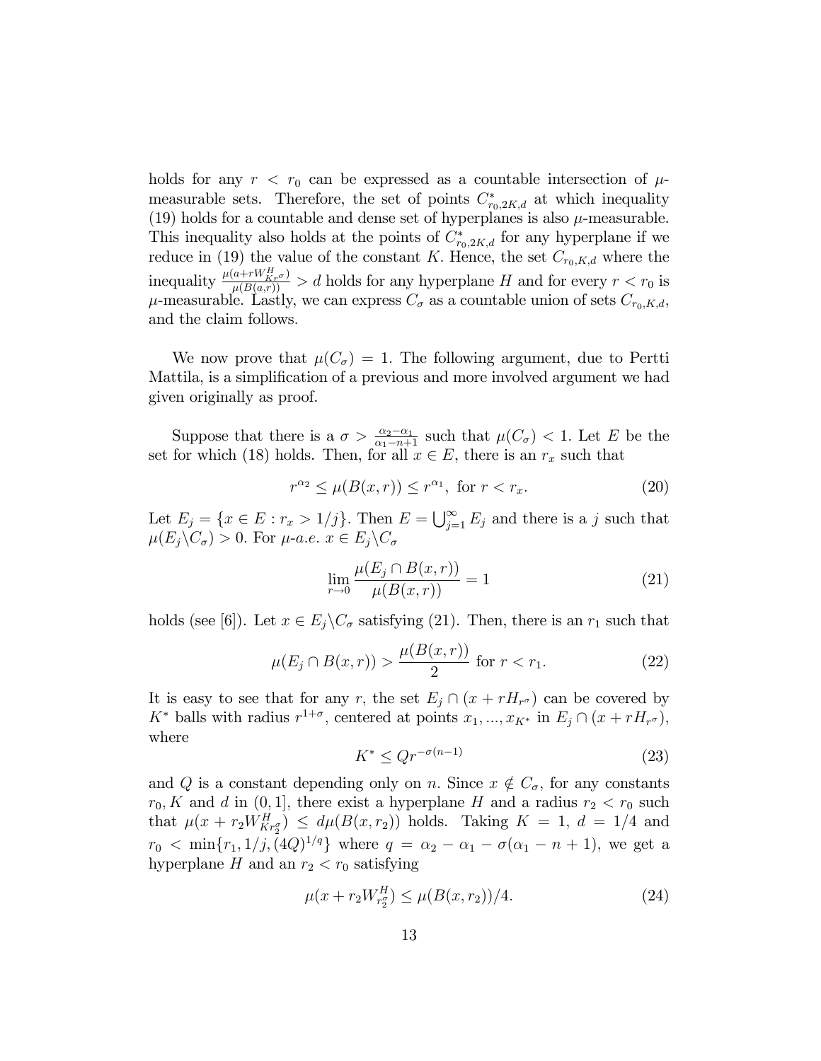holds for any $r < r_0$ can be expressed as a countable intersection of $\mu$-measurable sets. Therefore, the set of points $C^*_{r_0,2K,d}$ at which inequality (19) holds for a countable and dense set of hyperplanes is also $\mu$-measurable. This inequality also holds at the points of $C^*_{r_0,2K,d}$ for any hyperplane if we reduce in (19) the value of the constant $K$. Hence, the set $C_{r_0,K,d}$ where the inequality $\frac{\mu(a+rW^H_{Kr^\sigma})}{\mu(B(a,r))} > d$ holds for any hyperplane $H$ and for every $r < r_0$ is $\mu$-measurable. Lastly, we can express $C_\sigma$ as a countable union of sets $C_{r_0,K,d}$, and the claim follows.

We now prove that $\mu(C_\sigma) = 1$. The following argument, due to Pertti Mattila, is a simplification of a previous and more involved argument we had given originally as proof.

Suppose that there is a $\sigma > \frac{\alpha_2-\alpha_1}{\alpha_1-n+1}$ such that $\mu(C_\sigma) < 1$. Let $E$ be the set for which (18) holds. Then, for all $x \in E$, there is an $r_x$ such that

$$r^{\alpha_2} \leq \mu(B(x,r)) \leq r^{\alpha_1}, \text{ for } r < r_x. \tag{20}$$

Let $E_j = \{x \in E : r_x > 1/j\}$. Then $E = \bigcup_{j=1}^{\infty} E_j$ and there is a $j$ such that $\mu(E_j \backslash C_\sigma) > 0$. For $\mu$-*a.e.* $x \in E_j \backslash C_\sigma$

$$\lim_{r\to 0} \frac{\mu(E_j \cap B(x,r))}{\mu(B(x,r))} = 1 \tag{21}$$

holds (see [6]). Let $x \in E_j \backslash C_\sigma$ satisfying (21). Then, there is an $r_1$ such that

$$\mu(E_j \cap B(x,r)) > \frac{\mu(B(x,r))}{2} \text{ for } r < r_1. \tag{22}$$

It is easy to see that for any $r$, the set $E_j \cap (x + rH_{r^\sigma})$ can be covered by $K^*$ balls with radius $r^{1+\sigma}$, centered at points $x_1, ..., x_{K^*}$ in $E_j \cap (x + rH_{r^\sigma})$, where

$$K^* \leq Qr^{-\sigma(n-1)} \tag{23}$$

and $Q$ is a constant depending only on $n$. Since $x \notin C_\sigma$, for any constants $r_0, K$ and $d$ in $(0,1]$, there exist a hyperplane $H$ and a radius $r_2 < r_0$ such that $\mu(x + r_2 W^H_{Kr_2^\sigma}) \leq d\mu(B(x,r_2))$ holds. Taking $K = 1$, $d = 1/4$ and $r_0 < \min\{r_1, 1/j, (4Q)^{1/q}\}$ where $q = \alpha_2 - \alpha_1 - \sigma(\alpha_1 - n + 1)$, we get a hyperplane $H$ and an $r_2 < r_0$ satisfying

$$\mu(x + r_2 W^H_{r_2^\sigma}) \leq \mu(B(x,r_2))/4. \tag{24}$$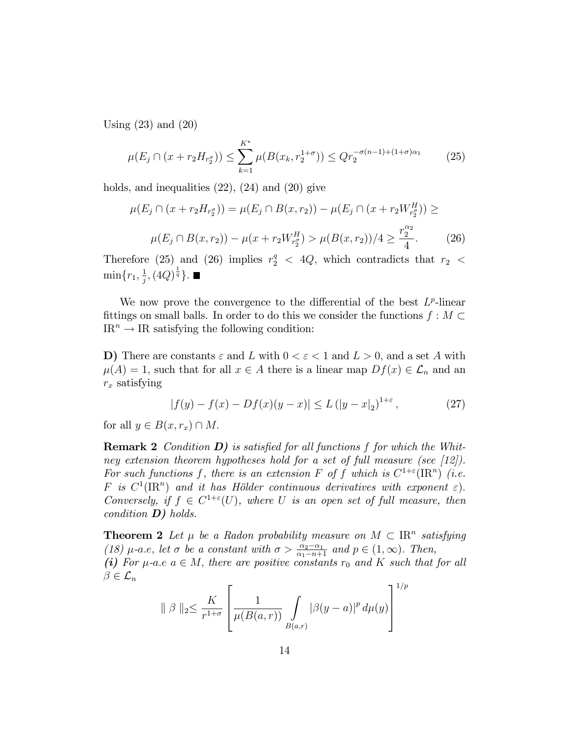Using (23) and (20)

$$\mu(E_j \cap (x + r_2 H_{r_2^\sigma})) \le \sum_{k=1}^{K^*} \mu(B(x_k, r_2^{1+\sigma})) \le Q r_2^{-\sigma(n-1)+(1+\sigma)\alpha_1} \tag{25}$$

holds, and inequalities (22), (24) and (20) give

$$\mu(E_j \cap (x + r_2 H_{r_2^\sigma})) = \mu(E_j \cap B(x, r_2)) - \mu(E_j \cap (x + r_2 W^H_{r_2^\sigma})) \ge$$

$$\mu(E_j \cap B(x, r_2)) - \mu(x + r_2 W^H_{r_2^\sigma}) > \mu(B(x, r_2))/4 \ge \frac{r_2^{\alpha_2}}{4}. \tag{26}$$

Therefore (25) and (26) implies $r_2^q < 4Q$, which contradicts that $r_2 < \min\{r_1, \frac{1}{j}, (4Q)^{\frac{1}{q}}\}$. ■

We now prove the convergence to the differential of the best $L^p$-linear fittings on small balls. In order to do this we consider the functions $f : M \subset \mathrm{IR}^n \to \mathrm{IR}$ satisfying the following condition:

**D)** There are constants $\varepsilon$ and $L$ with $0 < \varepsilon < 1$ and $L > 0$, and a set $A$ with $\mu(A) = 1$, such that for all $x \in A$ there is a linear map $Df(x) \in \mathcal{L}_n$ and an $r_x$ satisfying

$$|f(y) - f(x) - Df(x)(y - x)| \le L\,(|y - x|_2)^{1+\varepsilon}, \tag{27}$$

for all $y \in B(x, r_x) \cap M$.

**Remark 2** *Condition **D)** is satisfied for all functions $f$ for which the Whitney extension theorem hypotheses hold for a set of full measure (see [12]). For such functions $f$, there is an extension $F$ of $f$ which is $C^{1+\varepsilon}(\mathrm{IR}^n)$ (i.e. $F$ is $C^1(\mathrm{IR}^n)$ and it has Hölder continuous derivatives with exponent $\varepsilon$). Conversely, if $f \in C^{1+\varepsilon}(U)$, where $U$ is an open set of full measure, then condition **D)** holds.*

**Theorem 2** *Let $\mu$ be a Radon probability measure on $M \subset \mathrm{IR}^n$ satisfying (18) $\mu$-a.e, let $\sigma$ be a constant with $\sigma > \frac{\alpha_2 - \alpha_1}{\alpha_1 - n + 1}$ and $p \in (1, \infty)$. Then,*
***(i)*** *For $\mu$-a.e $a \in M$, there are positive constants $r_0$ and $K$ such that for all $\beta \in \mathcal{L}_n$*

$$\| \beta \|_2 \le \frac{K}{r^{1+\sigma}} \left[ \frac{1}{\mu(B(a, r))} \int_{B(a,r)} |\beta(y - a)|^p \, d\mu(y) \right]^{1/p}$$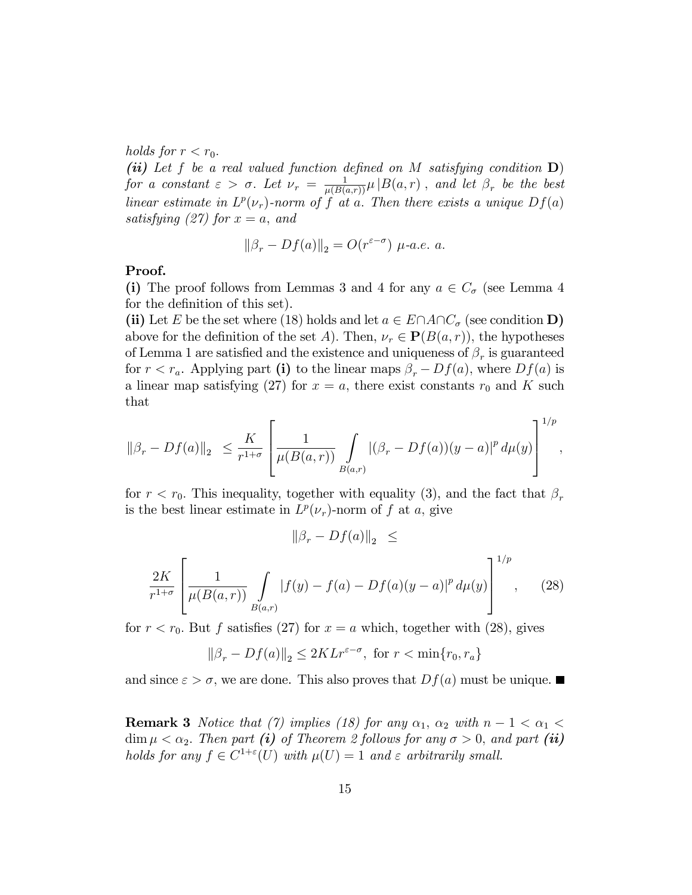*holds for $r < r_0$.*

***(ii)*** *Let $f$ be a real valued function defined on $M$ satisfying condition* **D**) *for a constant $\varepsilon > \sigma$. Let $\nu_r = \frac{1}{\mu(B(a,r))}\mu\,|B(a,r)$ , and let $\beta_r$ be the best linear estimate in $L^p(\nu_r)$-norm of $f$ at $a$. Then there exists a unique $Df(a)$ satisfying (27) for $x = a$, and*

$$\|\beta_r - Df(a)\|_2 = O(r^{\varepsilon-\sigma}) \;\mu\text{-a.e. } a.$$

**Proof.**

**(i)** The proof follows from Lemmas 3 and 4 for any $a \in C_\sigma$ (see Lemma 4 for the definition of this set).

**(ii)** Let $E$ be the set where (18) holds and let $a \in E \cap A \cap C_\sigma$ (see condition **D)** above for the definition of the set $A$). Then, $\nu_r \in \mathbf{P}(B(a,r))$, the hypotheses of Lemma 1 are satisfied and the existence and uniqueness of $\beta_r$ is guaranteed for $r < r_a$. Applying part **(i)** to the linear maps $\beta_r - Df(a)$, where $Df(a)$ is a linear map satisfying (27) for $x = a$, there exist constants $r_0$ and $K$ such that

$$\|\beta_r - Df(a)\|_2 \;\le \frac{K}{r^{1+\sigma}}\left[\frac{1}{\mu(B(a,r))}\int\limits_{B(a,r)} |(\beta_r - Df(a))(y-a)|^p \, d\mu(y)\right]^{1/p},$$

for $r < r_0$. This inequality, together with equality (3), and the fact that $\beta_r$ is the best linear estimate in $L^p(\nu_r)$-norm of $f$ at $a$, give

$$\|\beta_r - Df(a)\|_2 \;\le$$

$$\frac{2K}{r^{1+\sigma}}\left[\frac{1}{\mu(B(a,r))}\int\limits_{B(a,r)} |f(y) - f(a) - Df(a)(y-a)|^p \, d\mu(y)\right]^{1/p}, \qquad (28)$$

for $r < r_0$. But $f$ satisfies (27) for $x = a$ which, together with (28), gives

$$\|\beta_r - Df(a)\|_2 \le 2KLr^{\varepsilon-\sigma}, \text{ for } r < \min\{r_0, r_a\}$$

and since $\varepsilon > \sigma$, we are done. This also proves that $Df(a)$ must be unique. ■

**Remark 3** *Notice that (7) implies (18) for any $\alpha_1$, $\alpha_2$ with $n - 1 < \alpha_1 < \dim\mu < \alpha_2$. Then part **(i)** of Theorem 2 follows for any $\sigma > 0$, and part **(ii)** holds for any $f \in C^{1+\varepsilon}(U)$ with $\mu(U) = 1$ and $\varepsilon$ arbitrarily small.*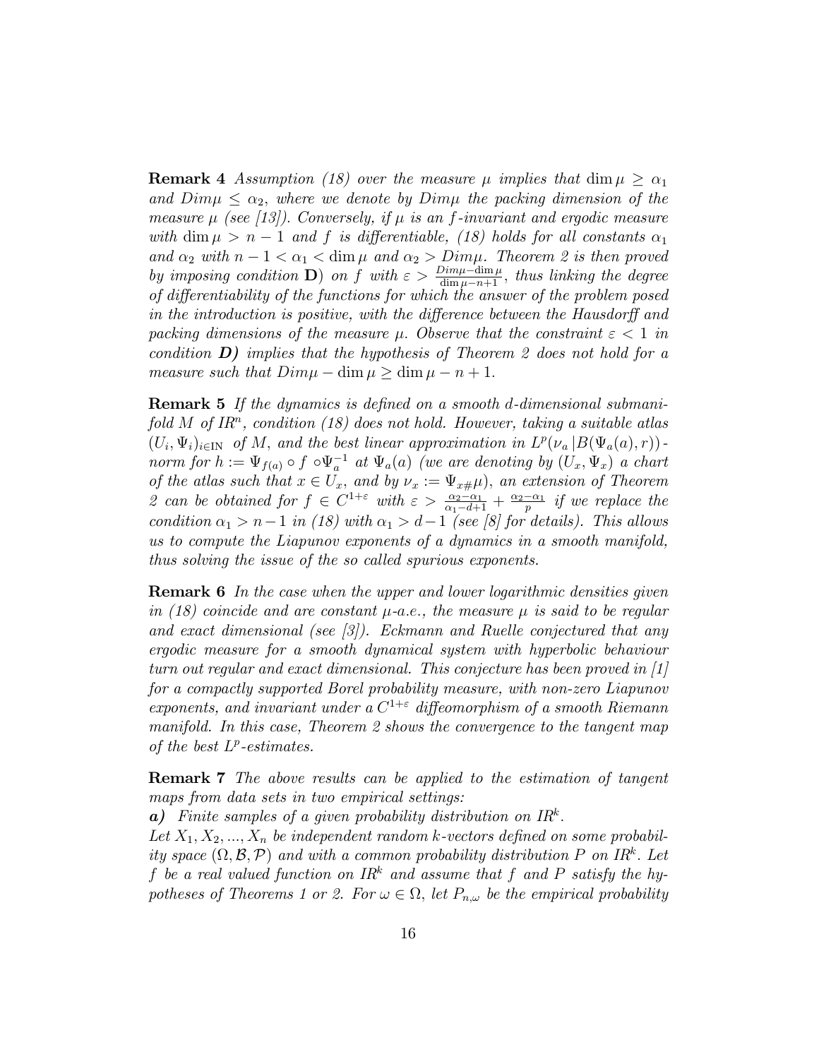**Remark 4** *Assumption (18) over the measure $\mu$ implies that $\dim \mu \geq \alpha_1$ and $Dim\mu \leq \alpha_2$, where we denote by $Dim\mu$ the packing dimension of the measure $\mu$ (see [13]). Conversely, if $\mu$ is an $f$-invariant and ergodic measure with $\dim \mu > n-1$ and $f$ is differentiable, (18) holds for all constants $\alpha_1$ and $\alpha_2$ with $n-1 < \alpha_1 < \dim \mu$ and $\alpha_2 > Dim\mu$. Theorem 2 is then proved by imposing condition* **D**) *on $f$ with $\varepsilon > \frac{Dim\mu - \dim \mu}{\dim \mu - n + 1}$, thus linking the degree of differentiability of the functions for which the answer of the problem posed in the introduction is positive, with the difference between the Hausdorff and packing dimensions of the measure $\mu$. Observe that the constraint $\varepsilon < 1$ in condition **D)** implies that the hypothesis of Theorem 2 does not hold for a measure such that $Dim\mu - \dim \mu \geq \dim \mu - n + 1$.*

**Remark 5** *If the dynamics is defined on a smooth $d$-dimensional submanifold $M$ of $I\!R^n$, condition (18) does not hold. However, taking a suitable atlas $(U_i, \Psi_i)_{i \in I\!N}$ of $M$, and the best linear approximation in $L^p(\nu_a \,|B(\Psi_a(a), r))$-norm for $h := \Psi_{f(a)} \circ f \circ \Psi_a^{-1}$ at $\Psi_a(a)$ (we are denoting by $(U_x, \Psi_x)$ a chart of the atlas such that $x \in U_x$, and by $\nu_x := \Psi_{x\#}\mu$), an extension of Theorem 2 can be obtained for $f \in C^{1+\varepsilon}$ with $\varepsilon > \frac{\alpha_2 - \alpha_1}{\alpha_1 - d + 1} + \frac{\alpha_2 - \alpha_1}{p}$ if we replace the condition $\alpha_1 > n-1$ in (18) with $\alpha_1 > d-1$ (see [8] for details). This allows us to compute the Liapunov exponents of a dynamics in a smooth manifold, thus solving the issue of the so called spurious exponents.*

**Remark 6** *In the case when the upper and lower logarithmic densities given in (18) coincide and are constant $\mu$-a.e., the measure $\mu$ is said to be regular and exact dimensional (see [3]). Eckmann and Ruelle conjectured that any ergodic measure for a smooth dynamical system with hyperbolic behaviour turn out regular and exact dimensional. This conjecture has been proved in [1] for a compactly supported Borel probability measure, with non-zero Liapunov exponents, and invariant under a $C^{1+\varepsilon}$ diffeomorphism of a smooth Riemann manifold. In this case, Theorem 2 shows the convergence to the tangent map of the best $L^p$-estimates.*

**Remark 7** *The above results can be applied to the estimation of tangent maps from data sets in two empirical settings:*

***a)*** *Finite samples of a given probability distribution on $I\!R^k$.*

*Let $X_1, X_2, ..., X_n$ be independent random $k$-vectors defined on some probability space $(\Omega, \mathcal{B}, \mathcal{P})$ and with a common probability distribution $P$ on $I\!R^k$. Let $f$ be a real valued function on $I\!R^k$ and assume that $f$ and $P$ satisfy the hypotheses of Theorems 1 or 2. For $\omega \in \Omega$, let $P_{n,\omega}$ be the empirical probability*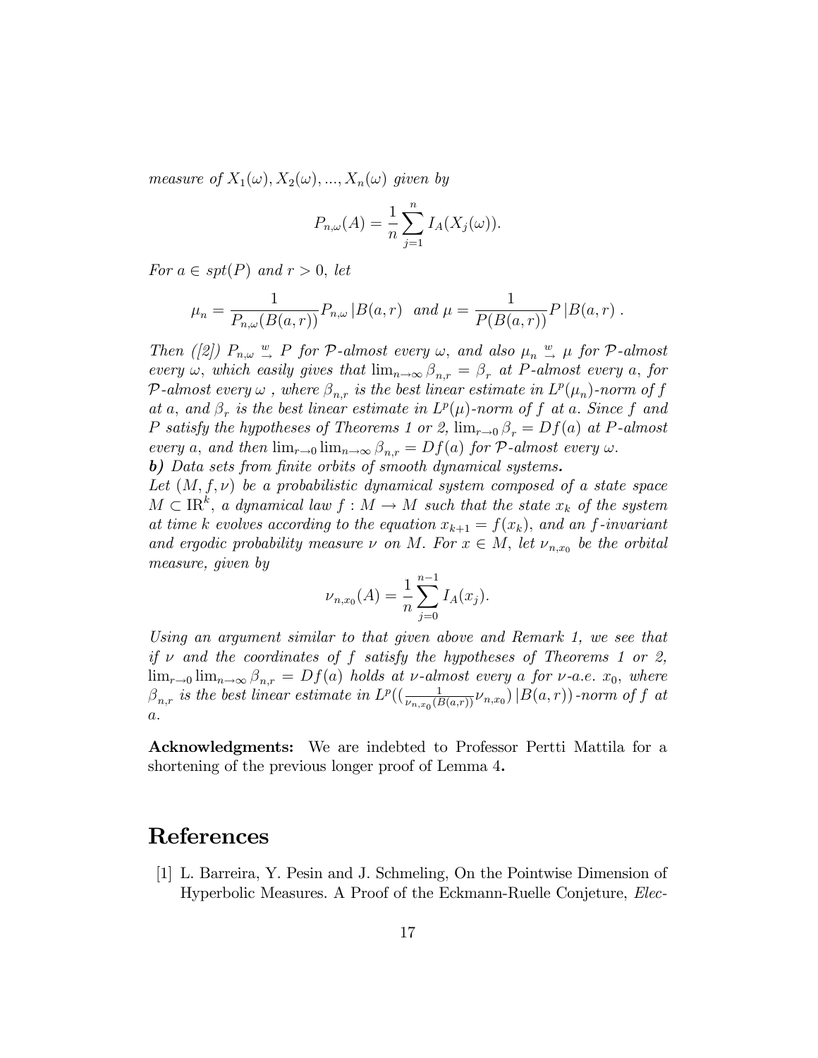*measure of $X_1(\omega), X_2(\omega), ..., X_n(\omega)$ given by*

$$P_{n,\omega}(A) = \frac{1}{n}\sum_{j=1}^{n} I_A(X_j(\omega)).$$

*For $a \in spt(P)$ and $r > 0$, let*

$$\mu_n = \frac{1}{P_{n,\omega}(B(a,r))} P_{n,\omega} \lfloor B(a,r) \;\; \text{and} \;\; \mu = \frac{1}{P(B(a,r))} P \lfloor B(a,r) \,.$$

*Then ([2]) $P_{n,\omega} \overset{w}{\to} P$ for $\mathcal{P}$-almost every $\omega$, and also $\mu_n \overset{w}{\to} \mu$ for $\mathcal{P}$-almost every $\omega$, which easily gives that $\lim_{n\to\infty} \beta_{n,r} = \beta_r$ at $P$-almost every $a$, for $\mathcal{P}$-almost every $\omega$ , where $\beta_{n,r}$ is the best linear estimate in $L^p(\mu_n)$-norm of $f$ at $a$, and $\beta_r$ is the best linear estimate in $L^p(\mu)$-norm of $f$ at $a$. Since $f$ and $P$ satisfy the hypotheses of Theorems 1 or 2, $\lim_{r\to 0} \beta_r = Df(a)$ at $P$-almost every $a$, and then $\lim_{r\to 0}\lim_{n\to\infty} \beta_{n,r} = Df(a)$ for $\mathcal{P}$-almost every $\omega$.*

***b)** Data sets from finite orbits of smooth dynamical systems.*

*Let $(M, f, \nu)$ be a probabilistic dynamical system composed of a state space $M \subset \mathbb{R}^k$, a dynamical law $f : M \to M$ such that the state $x_k$ of the system at time $k$ evolves according to the equation $x_{k+1} = f(x_k)$, and an $f$-invariant and ergodic probability measure $\nu$ on $M$. For $x \in M$, let $\nu_{n,x_0}$ be the orbital measure, given by*

$$\nu_{n,x_0}(A) = \frac{1}{n}\sum_{j=0}^{n-1} I_A(x_j).$$

*Using an argument similar to that given above and Remark 1, we see that if $\nu$ and the coordinates of $f$ satisfy the hypotheses of Theorems 1 or 2, $\lim_{r\to 0}\lim_{n\to\infty} \beta_{n,r} = Df(a)$ holds at $\nu$-almost every $a$ for $\nu$-a.e. $x_0$, where $\beta_{n,r}$ is the best linear estimate in $L^p((\frac{1}{\nu_{n,x_0}(B(a,r))}\nu_{n,x_0}) \lfloor B(a,r))$-norm of $f$ at $a$.*

**Acknowledgments:** We are indebted to Professor Pertti Mattila for a shortening of the previous longer proof of Lemma 4**.**

# References

[1] L. Barreira, Y. Pesin and J. Schmeling, On the Pointwise Dimension of Hyperbolic Measures. A Proof of the Eckmann-Ruelle Conjeture, *Elec-*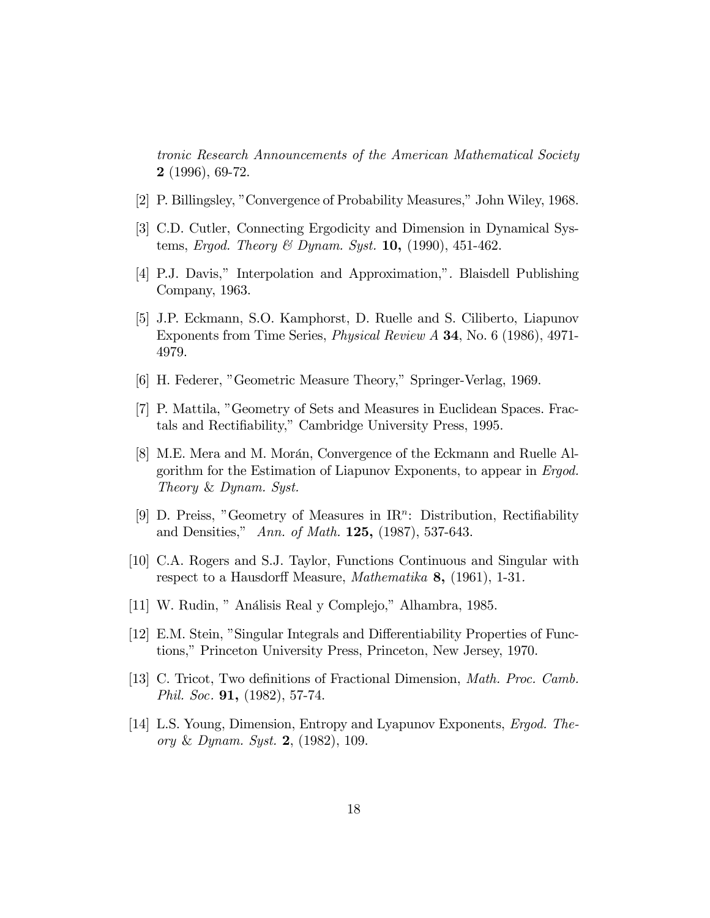*tronic Research Announcements of the American Mathematical Society* **2** (1996), 69-72.

[2] P. Billingsley, "Convergence of Probability Measures," John Wiley, 1968.

[3] C.D. Cutler, Connecting Ergodicity and Dimension in Dynamical Systems, *Ergod. Theory & Dynam. Syst.* **10,** (1990), 451-462.

[4] P.J. Davis," Interpolation and Approximation,". Blaisdell Publishing Company, 1963.

[5] J.P. Eckmann, S.O. Kamphorst, D. Ruelle and S. Ciliberto, Liapunov Exponents from Time Series, *Physical Review A* **34**, No. 6 (1986), 4971-4979.

[6] H. Federer, "Geometric Measure Theory," Springer-Verlag, 1969.

[7] P. Mattila, "Geometry of Sets and Measures in Euclidean Spaces. Fractals and Rectifiability," Cambridge University Press, 1995.

[8] M.E. Mera and M. Morán, Convergence of the Eckmann and Ruelle Algorithm for the Estimation of Liapunov Exponents, to appear in *Ergod. Theory* & *Dynam. Syst.*

[9] D. Preiss, "Geometry of Measures in $\mathrm{IR}^n$: Distribution, Rectifiability and Densities," *Ann. of Math.* **125,** (1987), 537-643.

[10] C.A. Rogers and S.J. Taylor, Functions Continuous and Singular with respect to a Hausdorff Measure, *Mathematika* **8,** (1961), 1-31.

[11] W. Rudin, " Análisis Real y Complejo," Alhambra, 1985.

[12] E.M. Stein, "Singular Integrals and Differentiability Properties of Functions," Princeton University Press, Princeton, New Jersey, 1970.

[13] C. Tricot, Two definitions of Fractional Dimension, *Math. Proc. Camb. Phil. Soc*. **91,** (1982), 57-74.

[14] L.S. Young, Dimension, Entropy and Lyapunov Exponents, *Ergod. Theory* & *Dynam. Syst.* **2**, (1982), 109.